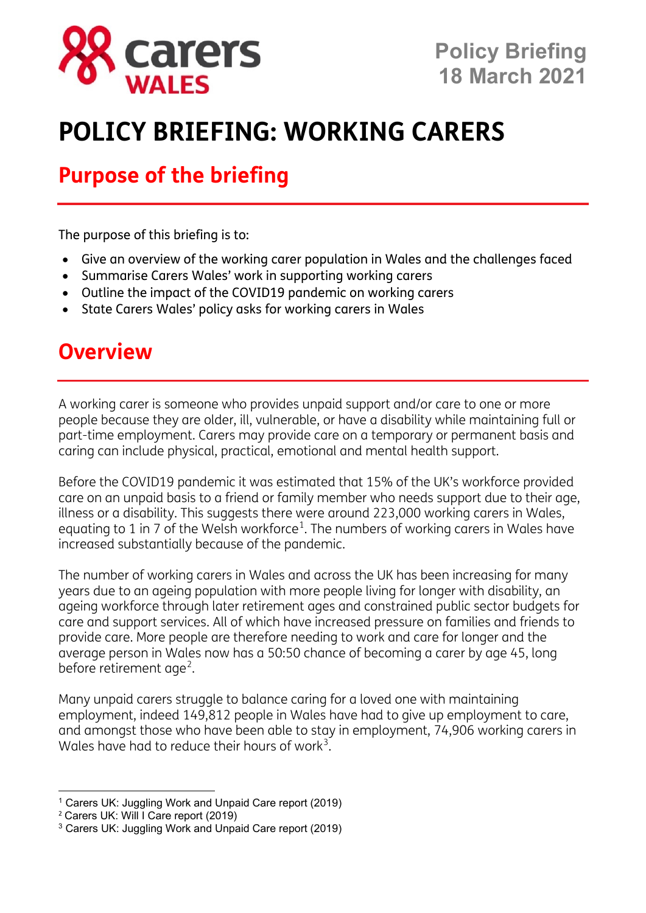Carers WALES

Policy Briefing
18 March 2021

# POLICY BRIEFING: WORKING CARERS

## Purpose of the briefing

The purpose of this briefing is to:

- Give an overview of the working carer population in Wales and the challenges faced
- Summarise Carers Wales' work in supporting working carers
- Outline the impact of the COVID19 pandemic on working carers
- State Carers Wales' policy asks for working carers in Wales

## Overview

A working carer is someone who provides unpaid support and/or care to one or more people because they are older, ill, vulnerable, or have a disability while maintaining full or part-time employment. Carers may provide care on a temporary or permanent basis and caring can include physical, practical, emotional and mental health support.

Before the COVID19 pandemic it was estimated that 15% of the UK's workforce provided care on an unpaid basis to a friend or family member who needs support due to their age, illness or a disability. This suggests there were around 223,000 working carers in Wales, equating to 1 in 7 of the Welsh workforce[1]. The numbers of working carers in Wales have increased substantially because of the pandemic.

The number of working carers in Wales and across the UK has been increasing for many years due to an ageing population with more people living for longer with disability, an ageing workforce through later retirement ages and constrained public sector budgets for care and support services. All of which have increased pressure on families and friends to provide care. More people are therefore needing to work and care for longer and the average person in Wales now has a 50:50 chance of becoming a carer by age 45, long before retirement age[2].

Many unpaid carers struggle to balance caring for a loved one with maintaining employment, indeed 149,812 people in Wales have had to give up employment to care, and amongst those who have been able to stay in employment, 74,906 working carers in Wales have had to reduce their hours of work[3].

---

[1] Carers UK: Juggling Work and Unpaid Care report (2019)
[2] Carers UK: Will I Care report (2019)
[3] Carers UK: Juggling Work and Unpaid Care report (2019)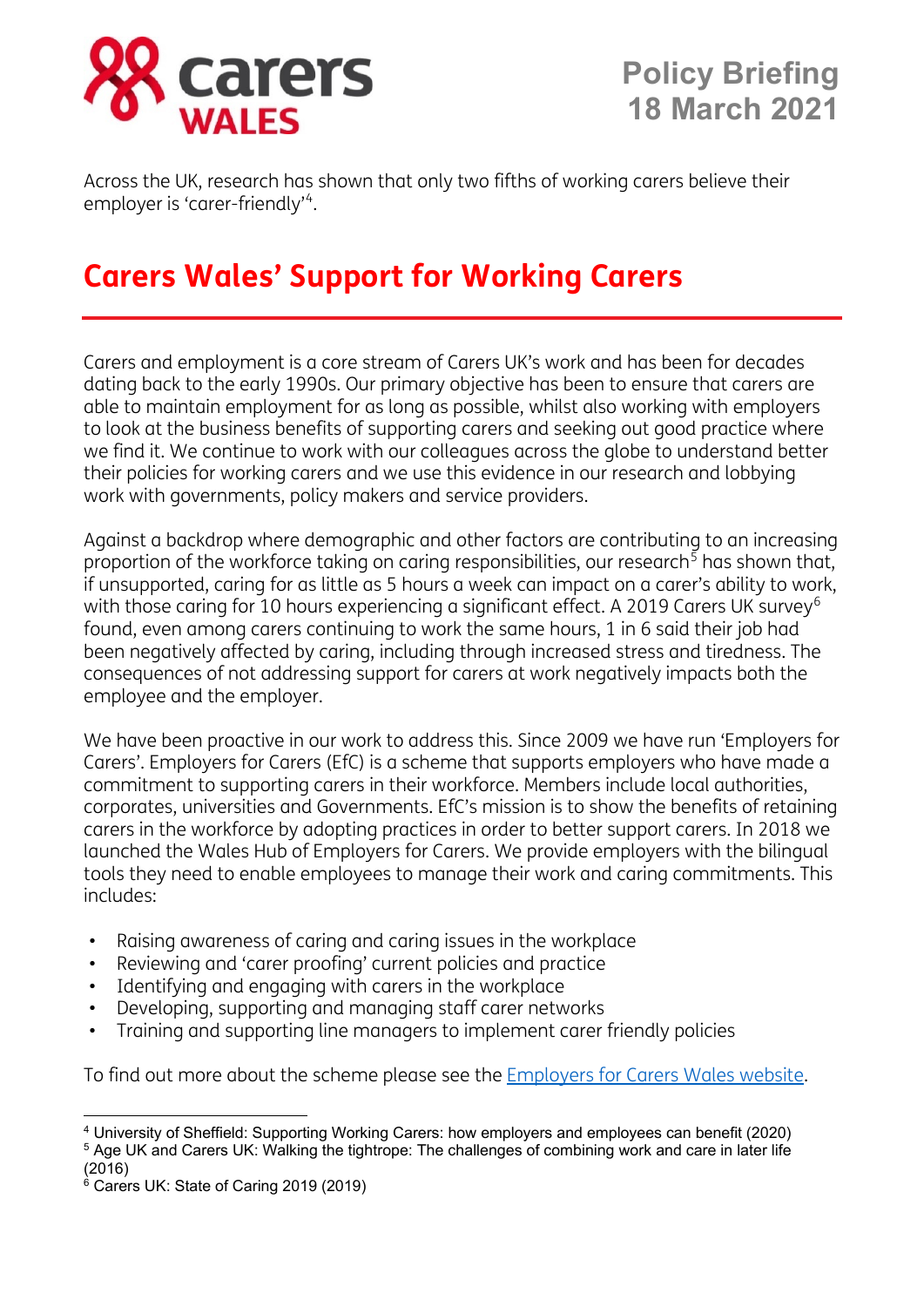Across the UK, research has shown that only two fifths of working carers believe their employer is 'carer-friendly'[4].

## Carers Wales' Support for Working Carers

Carers and employment is a core stream of Carers UK's work and has been for decades dating back to the early 1990s. Our primary objective has been to ensure that carers are able to maintain employment for as long as possible, whilst also working with employers to look at the business benefits of supporting carers and seeking out good practice where we find it. We continue to work with our colleagues across the globe to understand better their policies for working carers and we use this evidence in our research and lobbying work with governments, policy makers and service providers.

Against a backdrop where demographic and other factors are contributing to an increasing proportion of the workforce taking on caring responsibilities, our research[5] has shown that, if unsupported, caring for as little as 5 hours a week can impact on a carer's ability to work, with those caring for 10 hours experiencing a significant effect. A 2019 Carers UK survey[6] found, even among carers continuing to work the same hours, 1 in 6 said their job had been negatively affected by caring, including through increased stress and tiredness. The consequences of not addressing support for carers at work negatively impacts both the employee and the employer.

We have been proactive in our work to address this. Since 2009 we have run 'Employers for Carers'. Employers for Carers (EfC) is a scheme that supports employers who have made a commitment to supporting carers in their workforce. Members include local authorities, corporates, universities and Governments. EfC's mission is to show the benefits of retaining carers in the workforce by adopting practices in order to better support carers. In 2018 we launched the Wales Hub of Employers for Carers. We provide employers with the bilingual tools they need to enable employees to manage their work and caring commitments. This includes:

- Raising awareness of caring and caring issues in the workplace
- Reviewing and 'carer proofing' current policies and practice
- Identifying and engaging with carers in the workplace
- Developing, supporting and managing staff carer networks
- Training and supporting line managers to implement carer friendly policies

To find out more about the scheme please see the Employers for Carers Wales website.

---

[4] University of Sheffield: Supporting Working Carers: how employers and employees can benefit (2020)

[5] Age UK and Carers UK: Walking the tightrope: The challenges of combining work and care in later life (2016)

[6] Carers UK: State of Caring 2019 (2019)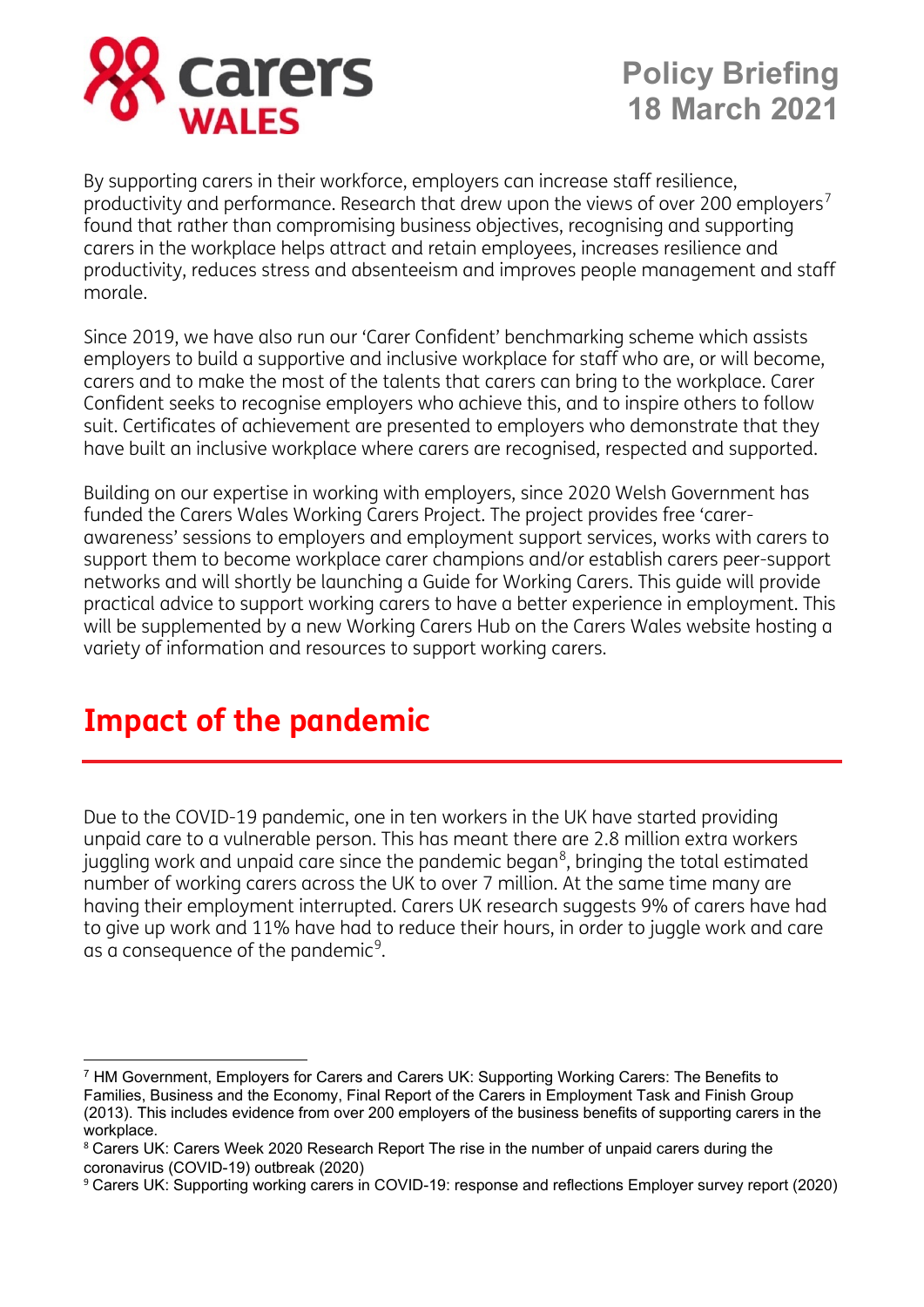By supporting carers in their workforce, employers can increase staff resilience, productivity and performance. Research that drew upon the views of over 200 employers[7] found that rather than compromising business objectives, recognising and supporting carers in the workplace helps attract and retain employees, increases resilience and productivity, reduces stress and absenteeism and improves people management and staff morale.

Since 2019, we have also run our 'Carer Confident' benchmarking scheme which assists employers to build a supportive and inclusive workplace for staff who are, or will become, carers and to make the most of the talents that carers can bring to the workplace. Carer Confident seeks to recognise employers who achieve this, and to inspire others to follow suit. Certificates of achievement are presented to employers who demonstrate that they have built an inclusive workplace where carers are recognised, respected and supported.

Building on our expertise in working with employers, since 2020 Welsh Government has funded the Carers Wales Working Carers Project. The project provides free 'carer-awareness' sessions to employers and employment support services, works with carers to support them to become workplace carer champions and/or establish carers peer-support networks and will shortly be launching a Guide for Working Carers. This guide will provide practical advice to support working carers to have a better experience in employment. This will be supplemented by a new Working Carers Hub on the Carers Wales website hosting a variety of information and resources to support working carers.

## Impact of the pandemic

Due to the COVID-19 pandemic, one in ten workers in the UK have started providing unpaid care to a vulnerable person. This has meant there are 2.8 million extra workers juggling work and unpaid care since the pandemic began[8], bringing the total estimated number of working carers across the UK to over 7 million. At the same time many are having their employment interrupted. Carers UK research suggests 9% of carers have had to give up work and 11% have had to reduce their hours, in order to juggle work and care as a consequence of the pandemic[9].

---

[7] HM Government, Employers for Carers and Carers UK: Supporting Working Carers: The Benefits to Families, Business and the Economy, Final Report of the Carers in Employment Task and Finish Group (2013). This includes evidence from over 200 employers of the business benefits of supporting carers in the workplace.

[8] Carers UK: Carers Week 2020 Research Report The rise in the number of unpaid carers during the coronavirus (COVID-19) outbreak (2020)

[9] Carers UK: Supporting working carers in COVID-19: response and reflections Employer survey report (2020)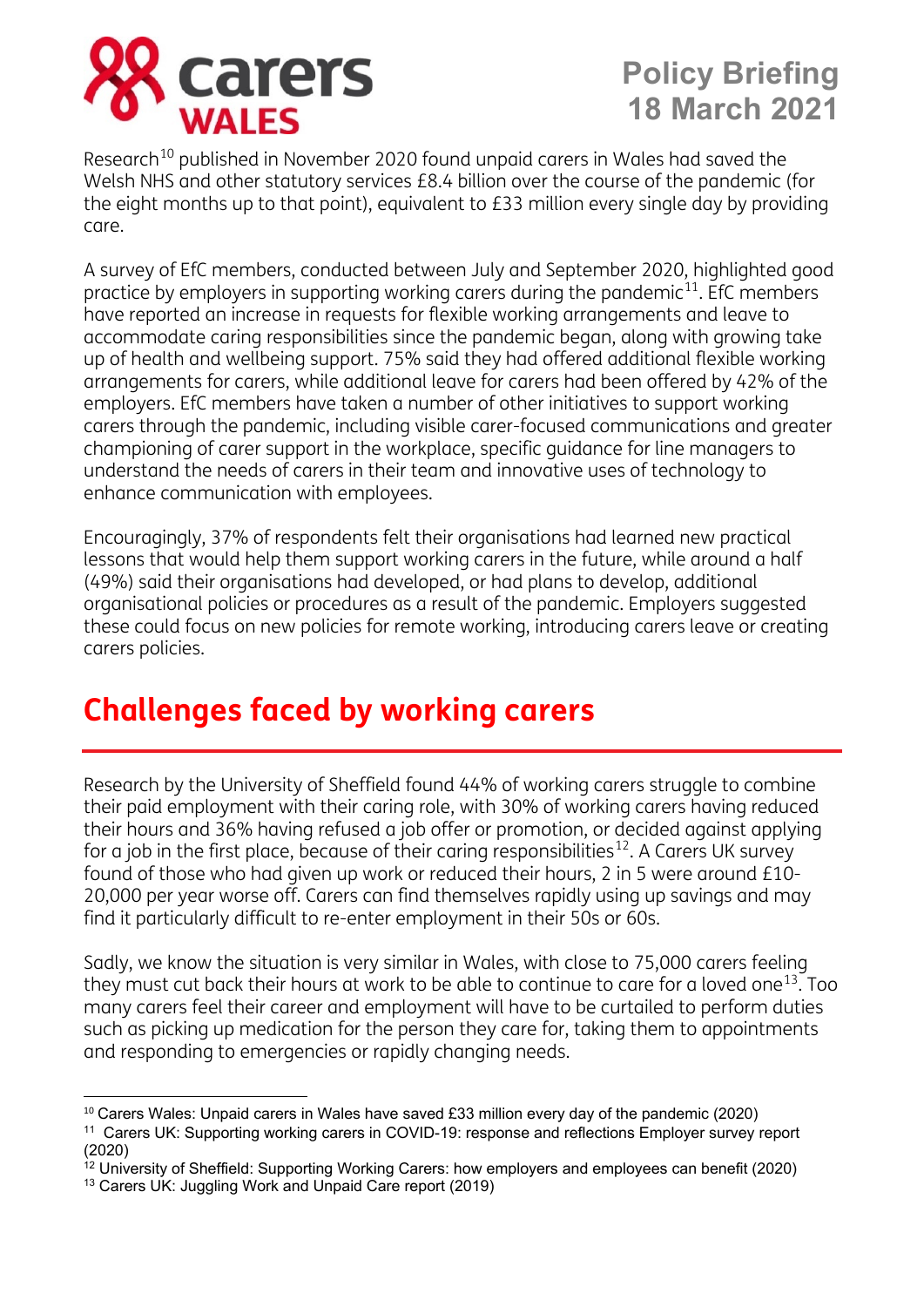Research[10] published in November 2020 found unpaid carers in Wales had saved the Welsh NHS and other statutory services £8.4 billion over the course of the pandemic (for the eight months up to that point), equivalent to £33 million every single day by providing care.

A survey of EfC members, conducted between July and September 2020, highlighted good practice by employers in supporting working carers during the pandemic[11]. EfC members have reported an increase in requests for flexible working arrangements and leave to accommodate caring responsibilities since the pandemic began, along with growing take up of health and wellbeing support. 75% said they had offered additional flexible working arrangements for carers, while additional leave for carers had been offered by 42% of the employers. EfC members have taken a number of other initiatives to support working carers through the pandemic, including visible carer-focused communications and greater championing of carer support in the workplace, specific guidance for line managers to understand the needs of carers in their team and innovative uses of technology to enhance communication with employees.

Encouragingly, 37% of respondents felt their organisations had learned new practical lessons that would help them support working carers in the future, while around a half (49%) said their organisations had developed, or had plans to develop, additional organisational policies or procedures as a result of the pandemic. Employers suggested these could focus on new policies for remote working, introducing carers leave or creating carers policies.

## Challenges faced by working carers

Research by the University of Sheffield found 44% of working carers struggle to combine their paid employment with their caring role, with 30% of working carers having reduced their hours and 36% having refused a job offer or promotion, or decided against applying for a job in the first place, because of their caring responsibilities[12]. A Carers UK survey found of those who had given up work or reduced their hours, 2 in 5 were around £10-20,000 per year worse off. Carers can find themselves rapidly using up savings and may find it particularly difficult to re-enter employment in their 50s or 60s.

Sadly, we know the situation is very similar in Wales, with close to 75,000 carers feeling they must cut back their hours at work to be able to continue to care for a loved one[13]. Too many carers feel their career and employment will have to be curtailed to perform duties such as picking up medication for the person they care for, taking them to appointments and responding to emergencies or rapidly changing needs.

---

[10] Carers Wales: Unpaid carers in Wales have saved £33 million every day of the pandemic (2020)

[11] Carers UK: Supporting working carers in COVID-19: response and reflections Employer survey report (2020)

[12] University of Sheffield: Supporting Working Carers: how employers and employees can benefit (2020)

[13] Carers UK: Juggling Work and Unpaid Care report (2019)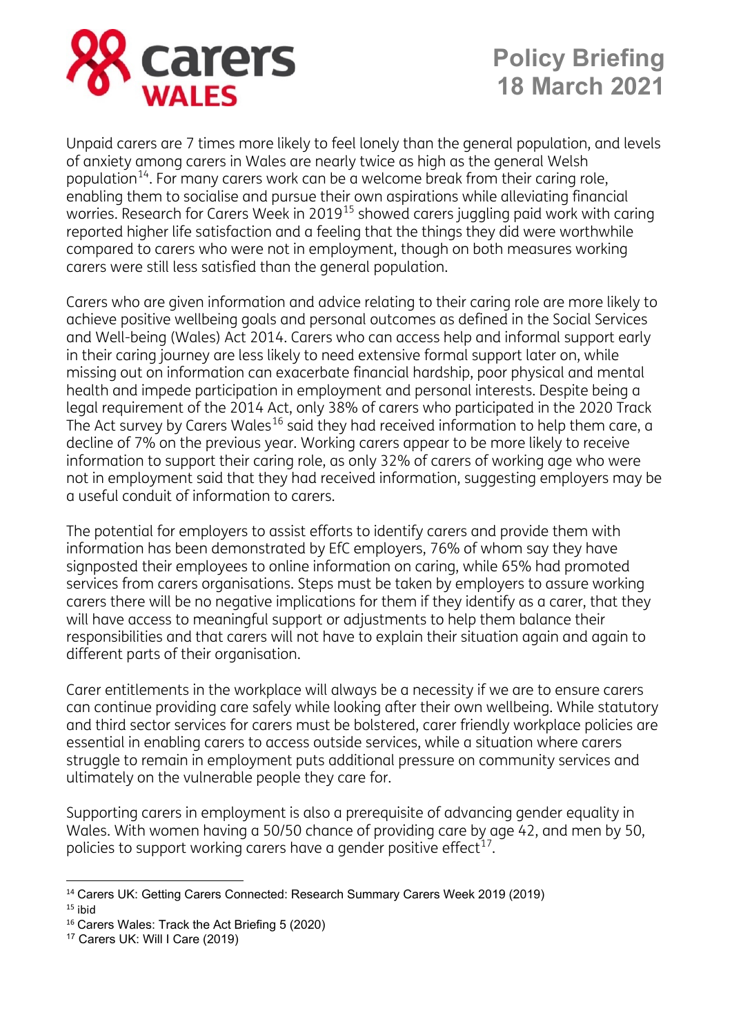Unpaid carers are 7 times more likely to feel lonely than the general population, and levels of anxiety among carers in Wales are nearly twice as high as the general Welsh population[14]. For many carers work can be a welcome break from their caring role, enabling them to socialise and pursue their own aspirations while alleviating financial worries. Research for Carers Week in 2019[15] showed carers juggling paid work with caring reported higher life satisfaction and a feeling that the things they did were worthwhile compared to carers who were not in employment, though on both measures working carers were still less satisfied than the general population.

Carers who are given information and advice relating to their caring role are more likely to achieve positive wellbeing goals and personal outcomes as defined in the Social Services and Well-being (Wales) Act 2014. Carers who can access help and informal support early in their caring journey are less likely to need extensive formal support later on, while missing out on information can exacerbate financial hardship, poor physical and mental health and impede participation in employment and personal interests. Despite being a legal requirement of the 2014 Act, only 38% of carers who participated in the 2020 Track The Act survey by Carers Wales[16] said they had received information to help them care, a decline of 7% on the previous year. Working carers appear to be more likely to receive information to support their caring role, as only 32% of carers of working age who were not in employment said that they had received information, suggesting employers may be a useful conduit of information to carers.

The potential for employers to assist efforts to identify carers and provide them with information has been demonstrated by EfC employers, 76% of whom say they have signposted their employees to online information on caring, while 65% had promoted services from carers organisations. Steps must be taken by employers to assure working carers there will be no negative implications for them if they identify as a carer, that they will have access to meaningful support or adjustments to help them balance their responsibilities and that carers will not have to explain their situation again and again to different parts of their organisation.

Carer entitlements in the workplace will always be a necessity if we are to ensure carers can continue providing care safely while looking after their own wellbeing. While statutory and third sector services for carers must be bolstered, carer friendly workplace policies are essential in enabling carers to access outside services, while a situation where carers struggle to remain in employment puts additional pressure on community services and ultimately on the vulnerable people they care for.

Supporting carers in employment is also a prerequisite of advancing gender equality in Wales. With women having a 50/50 chance of providing care by age 42, and men by 50, policies to support working carers have a gender positive effect[17].

---

[14] Carers UK: Getting Carers Connected: Research Summary Carers Week 2019 (2019)
[15] ibid
[16] Carers Wales: Track the Act Briefing 5 (2020)
[17] Carers UK: Will I Care (2019)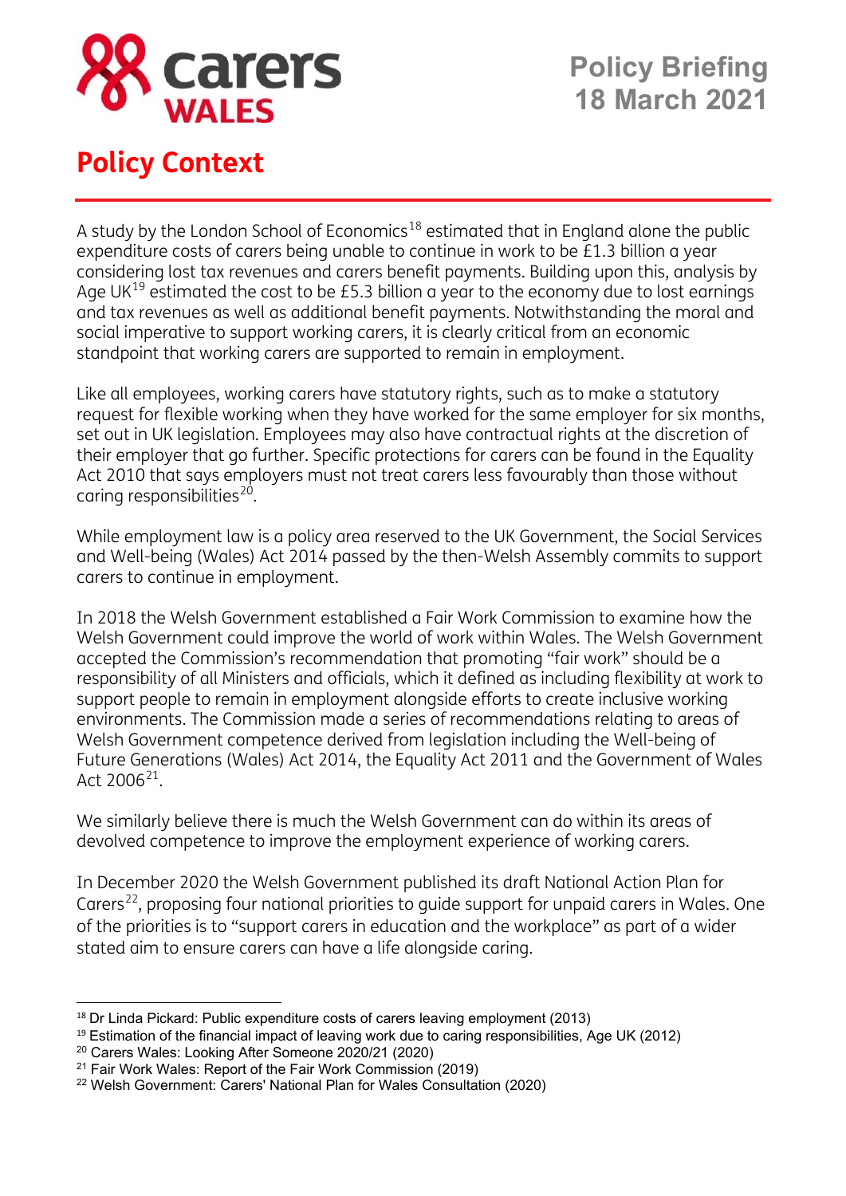# Policy Context

A study by the London School of Economics[18] estimated that in England alone the public expenditure costs of carers being unable to continue in work to be £1.3 billion a year considering lost tax revenues and carers benefit payments. Building upon this, analysis by Age UK[19] estimated the cost to be £5.3 billion a year to the economy due to lost earnings and tax revenues as well as additional benefit payments. Notwithstanding the moral and social imperative to support working carers, it is clearly critical from an economic standpoint that working carers are supported to remain in employment.

Like all employees, working carers have statutory rights, such as to make a statutory request for flexible working when they have worked for the same employer for six months, set out in UK legislation. Employees may also have contractual rights at the discretion of their employer that go further. Specific protections for carers can be found in the Equality Act 2010 that says employers must not treat carers less favourably than those without caring responsibilities[20].

While employment law is a policy area reserved to the UK Government, the Social Services and Well-being (Wales) Act 2014 passed by the then-Welsh Assembly commits to support carers to continue in employment.

In 2018 the Welsh Government established a Fair Work Commission to examine how the Welsh Government could improve the world of work within Wales. The Welsh Government accepted the Commission's recommendation that promoting "fair work" should be a responsibility of all Ministers and officials, which it defined as including flexibility at work to support people to remain in employment alongside efforts to create inclusive working environments. The Commission made a series of recommendations relating to areas of Welsh Government competence derived from legislation including the Well-being of Future Generations (Wales) Act 2014, the Equality Act 2011 and the Government of Wales Act 2006[21].

We similarly believe there is much the Welsh Government can do within its areas of devolved competence to improve the employment experience of working carers.

In December 2020 the Welsh Government published its draft National Action Plan for Carers[22], proposing four national priorities to guide support for unpaid carers in Wales. One of the priorities is to "support carers in education and the workplace" as part of a wider stated aim to ensure carers can have a life alongside caring.

---

[18] Dr Linda Pickard: Public expenditure costs of carers leaving employment (2013)
[19] Estimation of the financial impact of leaving work due to caring responsibilities, Age UK (2012)
[20] Carers Wales: Looking After Someone 2020/21 (2020)
[21] Fair Work Wales: Report of the Fair Work Commission (2019)
[22] Welsh Government: Carers' National Plan for Wales Consultation (2020)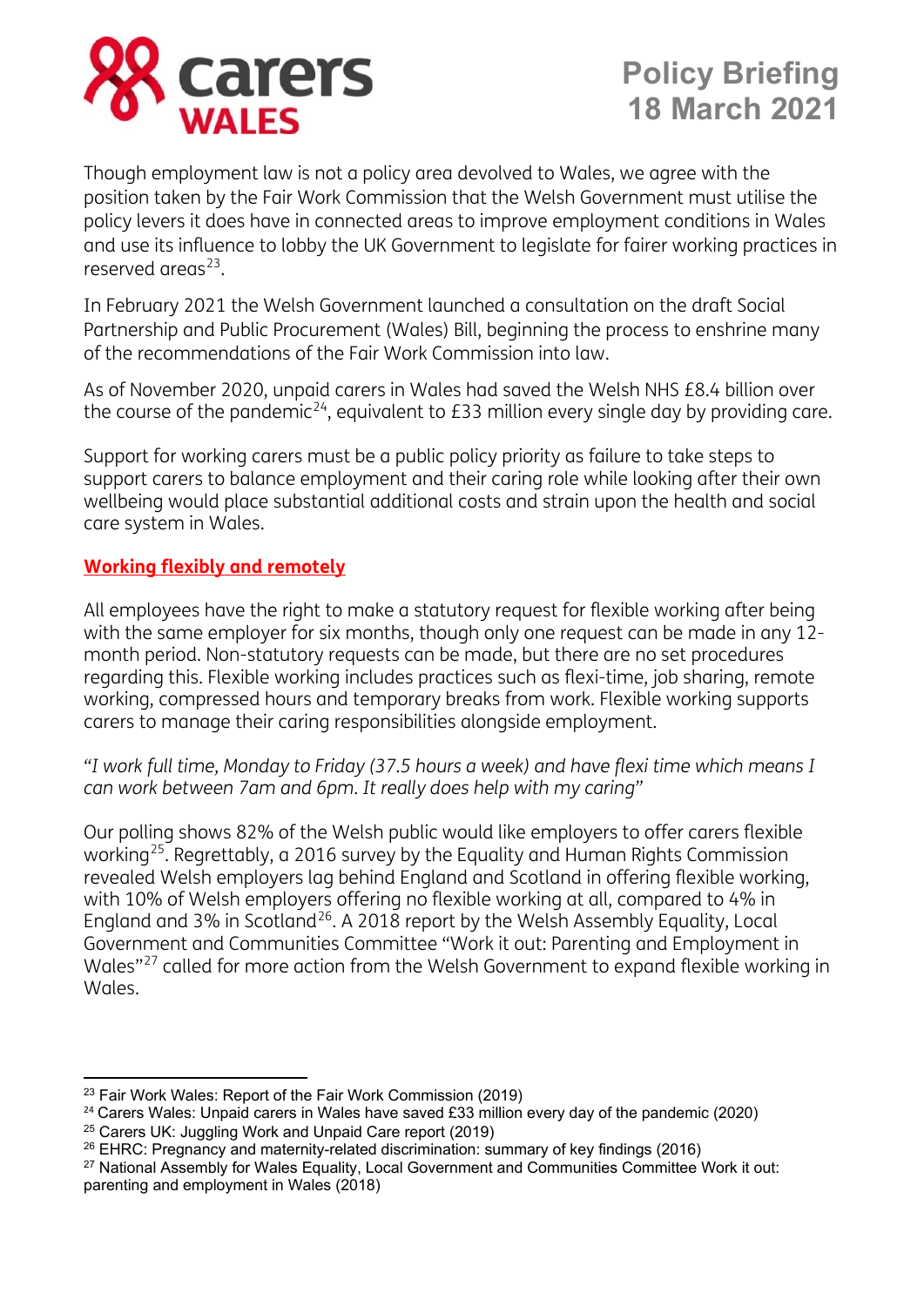Though employment law is not a policy area devolved to Wales, we agree with the position taken by the Fair Work Commission that the Welsh Government must utilise the policy levers it does have in connected areas to improve employment conditions in Wales and use its influence to lobby the UK Government to legislate for fairer working practices in reserved areas[23].

In February 2021 the Welsh Government launched a consultation on the draft Social Partnership and Public Procurement (Wales) Bill, beginning the process to enshrine many of the recommendations of the Fair Work Commission into law.

As of November 2020, unpaid carers in Wales had saved the Welsh NHS £8.4 billion over the course of the pandemic[24], equivalent to £33 million every single day by providing care.

Support for working carers must be a public policy priority as failure to take steps to support carers to balance employment and their caring role while looking after their own wellbeing would place substantial additional costs and strain upon the health and social care system in Wales.

## Working flexibly and remotely

All employees have the right to make a statutory request for flexible working after being with the same employer for six months, though only one request can be made in any 12-month period. Non-statutory requests can be made, but there are no set procedures regarding this. Flexible working includes practices such as flexi-time, job sharing, remote working, compressed hours and temporary breaks from work. Flexible working supports carers to manage their caring responsibilities alongside employment.

*"I work full time, Monday to Friday (37.5 hours a week) and have flexi time which means I can work between 7am and 6pm. It really does help with my caring"*

Our polling shows 82% of the Welsh public would like employers to offer carers flexible working[25]. Regrettably, a 2016 survey by the Equality and Human Rights Commission revealed Welsh employers lag behind England and Scotland in offering flexible working, with 10% of Welsh employers offering no flexible working at all, compared to 4% in England and 3% in Scotland[26]. A 2018 report by the Welsh Assembly Equality, Local Government and Communities Committee "Work it out: Parenting and Employment in Wales"[27] called for more action from the Welsh Government to expand flexible working in Wales.

---

[23] Fair Work Wales: Report of the Fair Work Commission (2019)

[24] Carers Wales: Unpaid carers in Wales have saved £33 million every day of the pandemic (2020)

[25] Carers UK: Juggling Work and Unpaid Care report (2019)

[26] EHRC: Pregnancy and maternity-related discrimination: summary of key findings (2016)

[27] National Assembly for Wales Equality, Local Government and Communities Committee Work it out: parenting and employment in Wales (2018)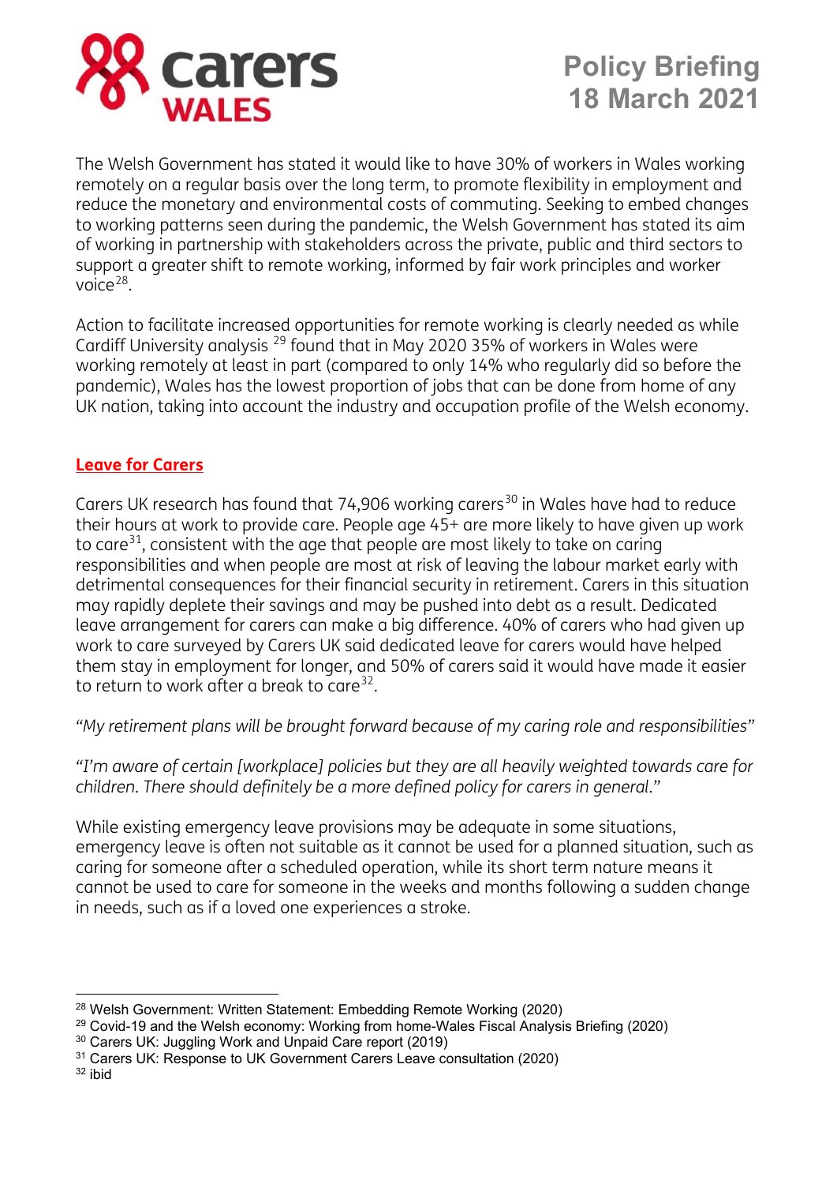The Welsh Government has stated it would like to have 30% of workers in Wales working remotely on a regular basis over the long term, to promote flexibility in employment and reduce the monetary and environmental costs of commuting. Seeking to embed changes to working patterns seen during the pandemic, the Welsh Government has stated its aim of working in partnership with stakeholders across the private, public and third sectors to support a greater shift to remote working, informed by fair work principles and worker voice[28].

Action to facilitate increased opportunities for remote working is clearly needed as while Cardiff University analysis [29] found that in May 2020 35% of workers in Wales were working remotely at least in part (compared to only 14% who regularly did so before the pandemic), Wales has the lowest proportion of jobs that can be done from home of any UK nation, taking into account the industry and occupation profile of the Welsh economy.

## Leave for Carers

Carers UK research has found that 74,906 working carers[30] in Wales have had to reduce their hours at work to provide care. People age 45+ are more likely to have given up work to care[31], consistent with the age that people are most likely to take on caring responsibilities and when people are most at risk of leaving the labour market early with detrimental consequences for their financial security in retirement. Carers in this situation may rapidly deplete their savings and may be pushed into debt as a result. Dedicated leave arrangement for carers can make a big difference. 40% of carers who had given up work to care surveyed by Carers UK said dedicated leave for carers would have helped them stay in employment for longer, and 50% of carers said it would have made it easier to return to work after a break to care[32].

*"My retirement plans will be brought forward because of my caring role and responsibilities"*

*"I'm aware of certain [workplace] policies but they are all heavily weighted towards care for children. There should definitely be a more defined policy for carers in general."*

While existing emergency leave provisions may be adequate in some situations, emergency leave is often not suitable as it cannot be used for a planned situation, such as caring for someone after a scheduled operation, while its short term nature means it cannot be used to care for someone in the weeks and months following a sudden change in needs, such as if a loved one experiences a stroke.

---

[28] Welsh Government: Written Statement: Embedding Remote Working (2020)
[29] Covid-19 and the Welsh economy: Working from home-Wales Fiscal Analysis Briefing (2020)
[30] Carers UK: Juggling Work and Unpaid Care report (2019)
[31] Carers UK: Response to UK Government Carers Leave consultation (2020)
[32] ibid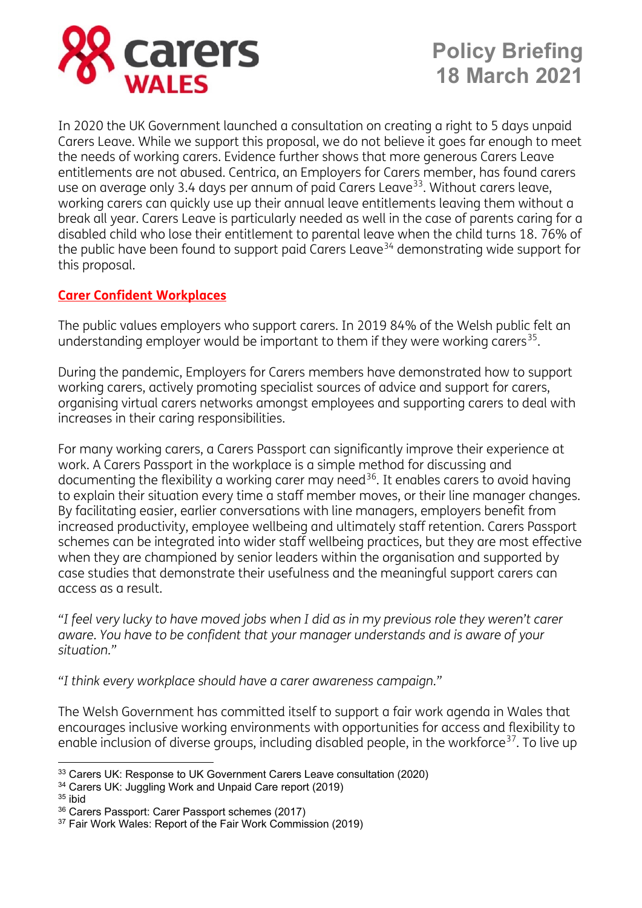In 2020 the UK Government launched a consultation on creating a right to 5 days unpaid Carers Leave. While we support this proposal, we do not believe it goes far enough to meet the needs of working carers. Evidence further shows that more generous Carers Leave entitlements are not abused. Centrica, an Employers for Carers member, has found carers use on average only 3.4 days per annum of paid Carers Leave[33]. Without carers leave, working carers can quickly use up their annual leave entitlements leaving them without a break all year. Carers Leave is particularly needed as well in the case of parents caring for a disabled child who lose their entitlement to parental leave when the child turns 18. 76% of the public have been found to support paid Carers Leave[34] demonstrating wide support for this proposal.

## Carer Confident Workplaces

The public values employers who support carers. In 2019 84% of the Welsh public felt an understanding employer would be important to them if they were working carers[35].

During the pandemic, Employers for Carers members have demonstrated how to support working carers, actively promoting specialist sources of advice and support for carers, organising virtual carers networks amongst employees and supporting carers to deal with increases in their caring responsibilities.

For many working carers, a Carers Passport can significantly improve their experience at work. A Carers Passport in the workplace is a simple method for discussing and documenting the flexibility a working carer may need[36]. It enables carers to avoid having to explain their situation every time a staff member moves, or their line manager changes. By facilitating easier, earlier conversations with line managers, employers benefit from increased productivity, employee wellbeing and ultimately staff retention. Carers Passport schemes can be integrated into wider staff wellbeing practices, but they are most effective when they are championed by senior leaders within the organisation and supported by case studies that demonstrate their usefulness and the meaningful support carers can access as a result.

*"I feel very lucky to have moved jobs when I did as in my previous role they weren't carer aware. You have to be confident that your manager understands and is aware of your situation."*

*"I think every workplace should have a carer awareness campaign."*

The Welsh Government has committed itself to support a fair work agenda in Wales that encourages inclusive working environments with opportunities for access and flexibility to enable inclusion of diverse groups, including disabled people, in the workforce[37]. To live up

---

[33] Carers UK: Response to UK Government Carers Leave consultation (2020)

[34] Carers UK: Juggling Work and Unpaid Care report (2019)

[35] ibid

[36] Carers Passport: Carer Passport schemes (2017)

[37] Fair Work Wales: Report of the Fair Work Commission (2019)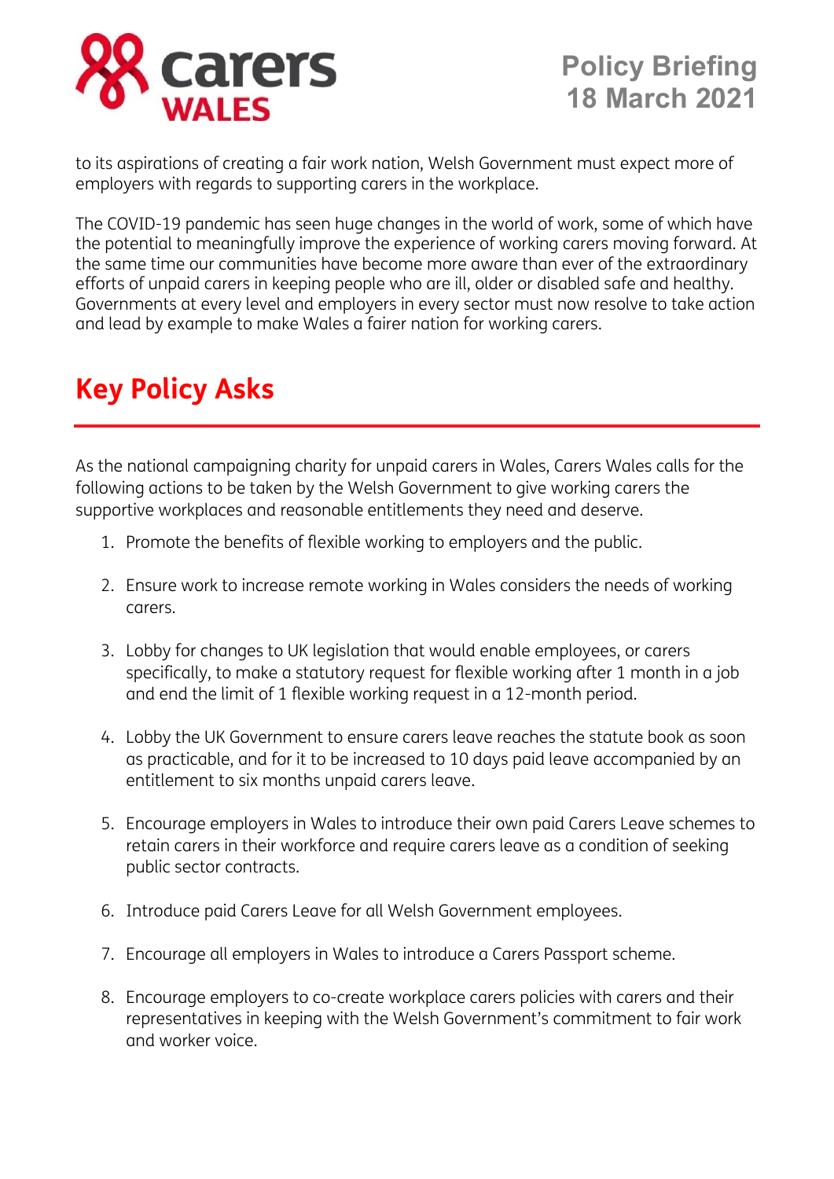to its aspirations of creating a fair work nation, Welsh Government must expect more of employers with regards to supporting carers in the workplace.

The COVID-19 pandemic has seen huge changes in the world of work, some of which have the potential to meaningfully improve the experience of working carers moving forward. At the same time our communities have become more aware than ever of the extraordinary efforts of unpaid carers in keeping people who are ill, older or disabled safe and healthy. Governments at every level and employers in every sector must now resolve to take action and lead by example to make Wales a fairer nation for working carers.

## Key Policy Asks

As the national campaigning charity for unpaid carers in Wales, Carers Wales calls for the following actions to be taken by the Welsh Government to give working carers the supportive workplaces and reasonable entitlements they need and deserve.

1. Promote the benefits of flexible working to employers and the public.
2. Ensure work to increase remote working in Wales considers the needs of working carers.
3. Lobby for changes to UK legislation that would enable employees, or carers specifically, to make a statutory request for flexible working after 1 month in a job and end the limit of 1 flexible working request in a 12-month period.
4. Lobby the UK Government to ensure carers leave reaches the statute book as soon as practicable, and for it to be increased to 10 days paid leave accompanied by an entitlement to six months unpaid carers leave.
5. Encourage employers in Wales to introduce their own paid Carers Leave schemes to retain carers in their workforce and require carers leave as a condition of seeking public sector contracts.
6. Introduce paid Carers Leave for all Welsh Government employees.
7. Encourage all employers in Wales to introduce a Carers Passport scheme.
8. Encourage employers to co-create workplace carers policies with carers and their representatives in keeping with the Welsh Government's commitment to fair work and worker voice.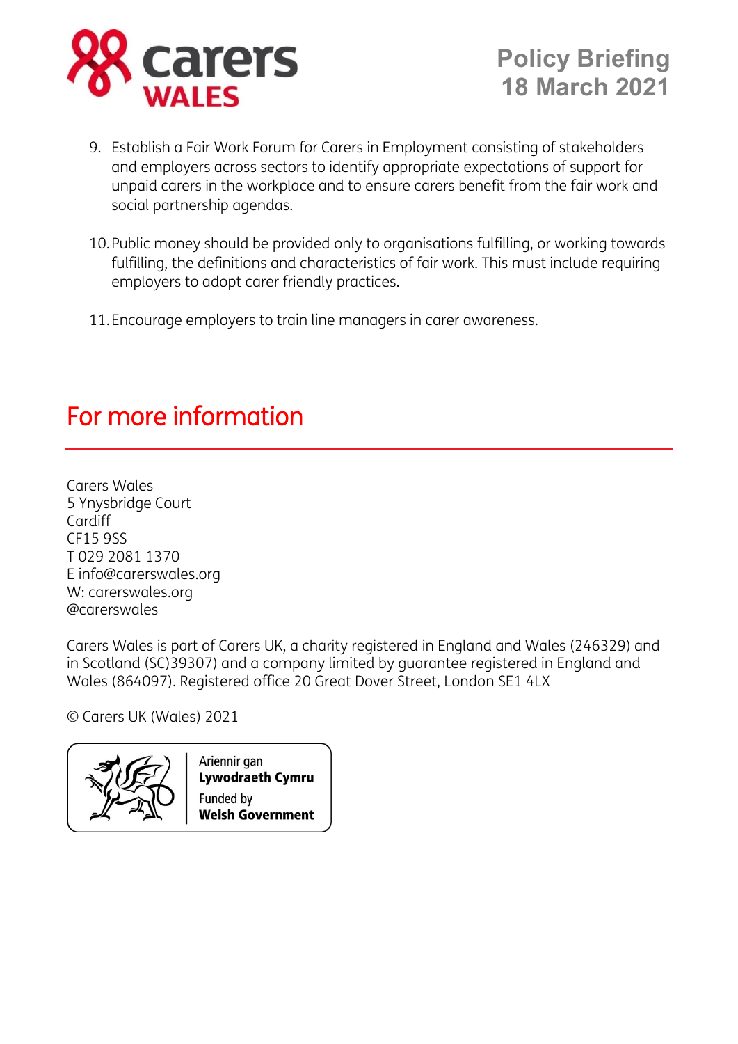9. Establish a Fair Work Forum for Carers in Employment consisting of stakeholders and employers across sectors to identify appropriate expectations of support for unpaid carers in the workplace and to ensure carers benefit from the fair work and social partnership agendas.

10. Public money should be provided only to organisations fulfilling, or working towards fulfilling, the definitions and characteristics of fair work. This must include requiring employers to adopt carer friendly practices.

11. Encourage employers to train line managers in carer awareness.

## For more information

Carers Wales
5 Ynysbridge Court
Cardiff
CF15 9SS
T 029 2081 1370
E info@carerswales.org
W: carerswales.org
@carerswales

Carers Wales is part of Carers UK, a charity registered in England and Wales (246329) and in Scotland (SC)39307) and a company limited by guarantee registered in England and Wales (864097). Registered office 20 Great Dover Street, London SE1 4LX

© Carers UK (Wales) 2021

Ariennir gan
**Lywodraeth Cymru**
Funded by
**Welsh Government**